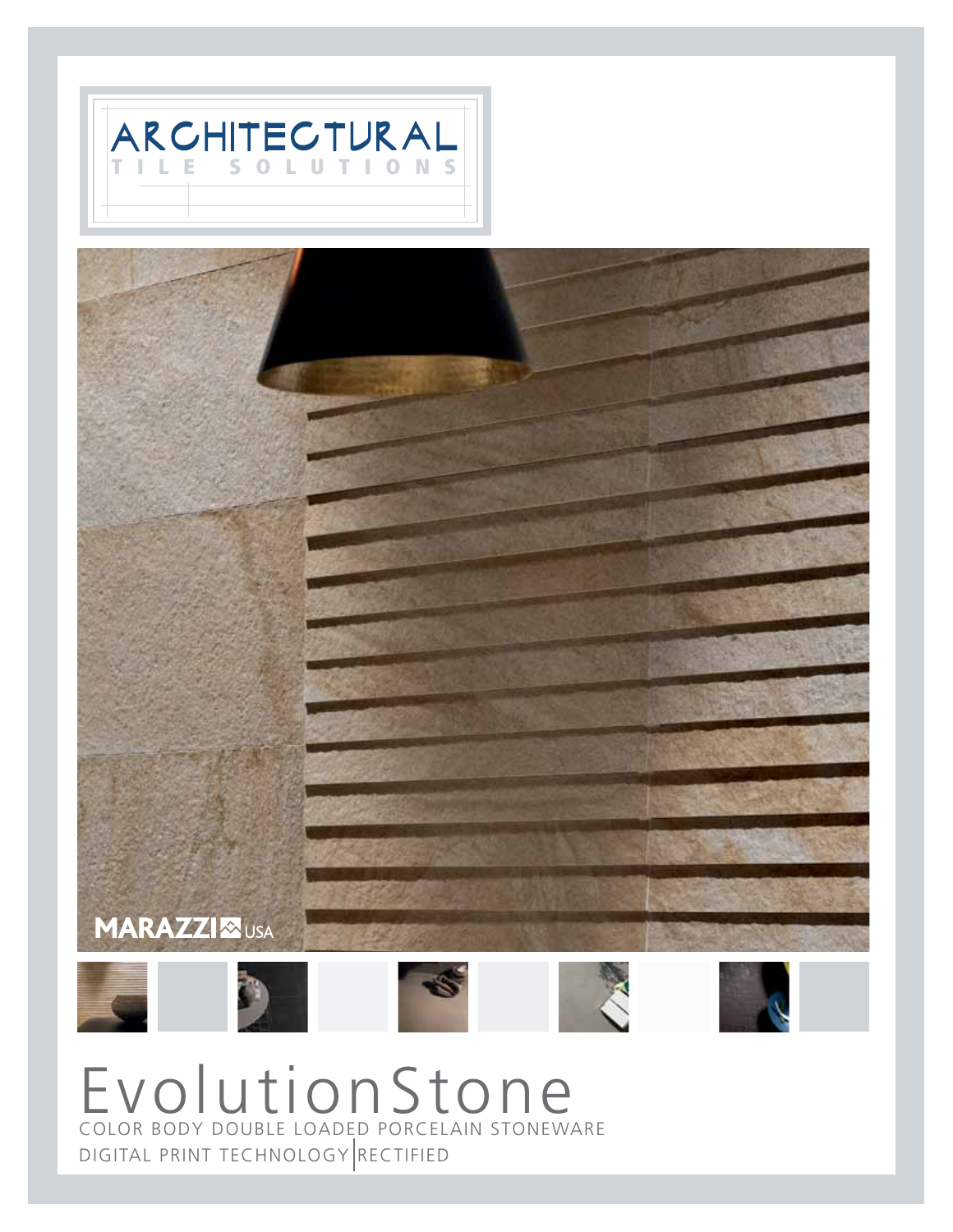ARCHITECTURAL
TILE SOLUTIONS

MARAZZI USA

# EvolutionStone

COLOR BODY DOUBLE LOADED PORCELAIN STONEWARE

DIGITAL PRINT TECHNOLOGY | RECTIFIED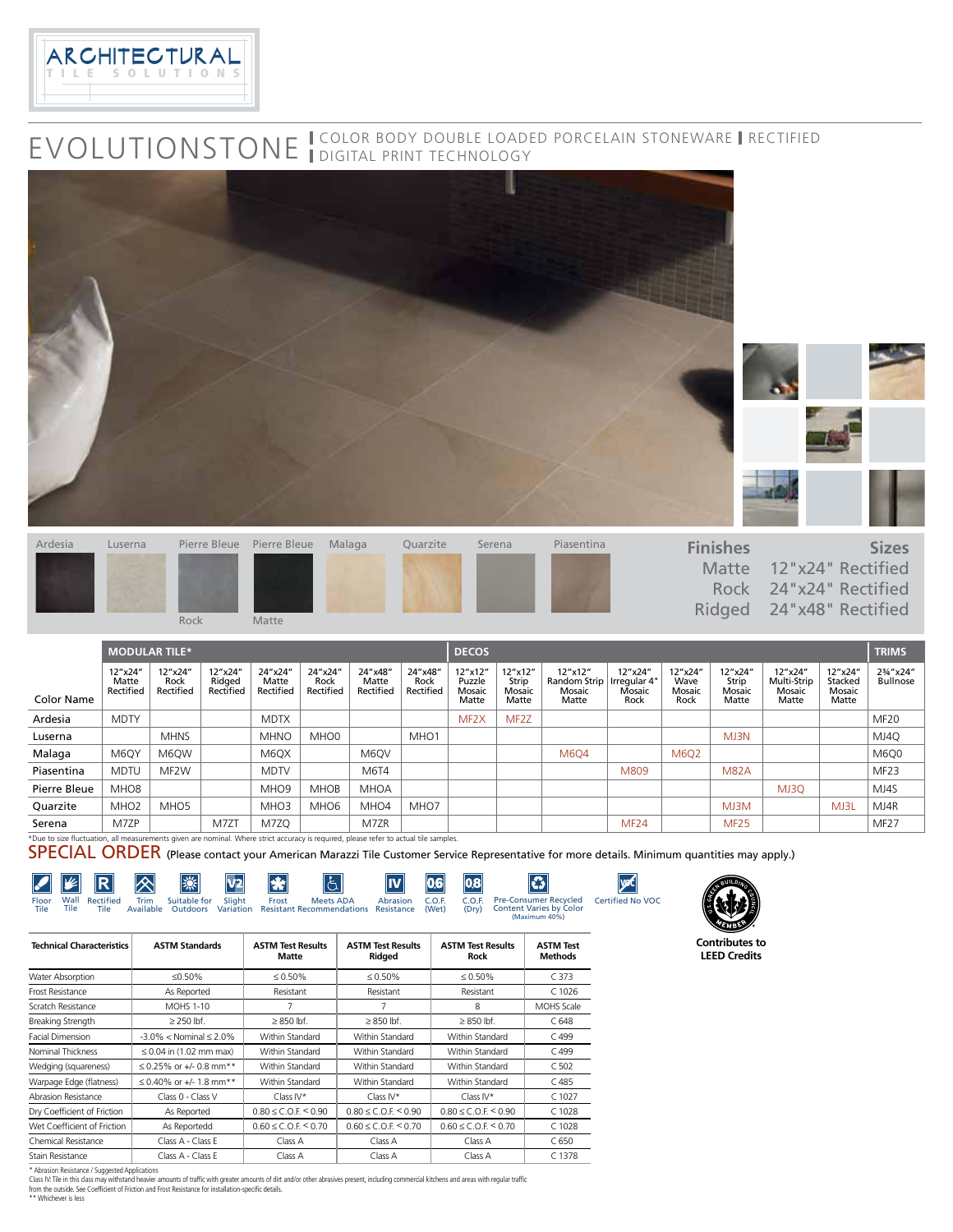# ARCHITECTURAL TILE SOLUTIONS

# EVOLUTIONSTONE | COLOR BODY DOUBLE LOADED PORCELAIN STONEWARE | RECTIFIED | DIGITAL PRINT TECHNOLOGY

Ardesia · Luserna · Pierre Bleue Rock · Pierre Bleue Matte · Malaga · Quarzite · Serena · Piasentina

| Finishes | Sizes |
|---|---|
| Matte | 12"x24" Rectified |
| Rock | 24"x24" Rectified |
| Ridged | 24"x48" Rectified |

| | MODULAR TILE* | | | | | | | DECOS | | | | | | | | TRIMS |
|---|---|---|---|---|---|---|---|---|---|---|---|---|---|---|---|---|
| Color Name | 12"x24" Matte Rectified | 12"x24" Rock Rectified | 12"x24" Ridged Rectified | 24"x24" Matte Rectified | 24"x24" Rock Rectified | 24"x48" Matte Rectified | 24"x48" Rock Rectified | 12"x12" Puzzle Mosaic Matte | 12"x12" Strip Mosaic Matte | 12"x12" Random Strip Mosaic Matte | 12"x24" Irregular 4" Mosaic Rock | 12"x24" Wave Mosaic Rock | 12"x24" Strip Mosaic Matte | 12"x24" Multi-Strip Mosaic Matte | 12"x24" Stacked Mosaic Matte | 2¾"x24" Bullnose |
| Ardesia | MDTY | | | MDTX | | | | MF2X | MF2Z | | | | | | | MF20 |
| Luserna | | MHNS | | MHNO | MHO0 | | MHO1 | | | | | | MJ3N | | | MJ4Q |
| Malaga | M6QY | M6QW | | M6QX | | M6QV | | | | M6Q4 | | M6Q2 | | | | M6Q0 |
| Piasentina | MDTU | MF2W | | MDTV | | M6T4 | | | | | M809 | | M82A | | | MF23 |
| Pierre Bleue | MHO8 | | | MHO9 | MHOB | MHOA | | | | | | | | MJ3Q | | MJ4S |
| Quarzite | MHO2 | MHO5 | | MHO3 | MHO6 | MHO4 | MHO7 | | | | | | MJ3M | | MJ3L | MJ4R |
| Serena | M7ZP | | M7ZT | M7ZQ | | M7ZR | | | | | MF24 | | MF25 | | | MF27 |

*Due to size fluctuation, all measurements given are nominal. Where strict accuracy is required, please refer to actual tile samples.

## SPECIAL ORDER (Please contact your American Marazzi Tile Customer Service Representative for more details. Minimum quantities may apply.)

Floor Tile · Wall Tile · Rectified Tile · Trim Available · Suitable for Outdoors · Slight Variation · Frost Resistant · Meets ADA Recommendations · Abrasion Resistance · C.O.F. (Wet) · C.O.F. (Dry) · Pre-Consumer Recycled Content Varies by Color (Maximum 40%) · Certified No VOC

Contributes to LEED Credits

| Technical Characteristics | ASTM Standards | ASTM Test Results Matte | ASTM Test Results Ridged | ASTM Test Results Rock | ASTM Test Methods |
|---|---|---|---|---|---|
| Water Absorption | ≤0.50% | ≤ 0.50% | ≤ 0.50% | ≤ 0.50% | C 373 |
| Frost Resistance | As Reported | Resistant | Resistant | Resistant | C 1026 |
| Scratch Resistance | MOHS 1-10 | 7 | 7 | 8 | MOHS Scale |
| Breaking Strength | ≥ 250 lbf. | ≥ 850 lbf. | ≥ 850 lbf. | ≥ 850 lbf. | C 648 |
| Facial Dimension | -3.0% < Nominal ≤ 2.0% | Within Standard | Within Standard | Within Standard | C 499 |
| Nominal Thickness | ≤ 0.04 in (1.02 mm max) | Within Standard | Within Standard | Within Standard | C 499 |
| Wedging (squareness) | ≤ 0.25% or +/- 0.8 mm** | Within Standard | Within Standard | Within Standard | C 502 |
| Warpage Edge (flatness) | ≤ 0.40% or +/- 1.8 mm** | Within Standard | Within Standard | Within Standard | C 485 |
| Abrasion Resistance | Class 0 - Class V | Class IV* | Class IV* | Class IV* | C 1027 |
| Dry Coefficient of Friction | As Reported | 0.80 ≤ C.O.F. < 0.90 | 0.80 ≤ C.O.F. < 0.90 | 0.80 ≤ C.O.F. < 0.90 | C 1028 |
| Wet Coefficient of Friction | As Reportedd | 0.60 ≤ C.O.F. < 0.70 | 0.60 ≤ C.O.F. < 0.70 | 0.60 ≤ C.O.F. < 0.70 | C 1028 |
| Chemical Resistance | Class A - Class E | Class A | Class A | Class A | C 650 |
| Stain Resistance | Class A - Class E | Class A | Class A | Class A | C 1378 |

\* Abrasion Resistance / Suggested Applications
Class IV: Tile in this class may withstand heavier amounts of traffic with greater amounts of dirt and/or other abrasives present, including commercial kitchens and areas with regular traffic from the outside. See Coefficient of Friction and Frost Resistance for installation-specific details.
** Whichever is less